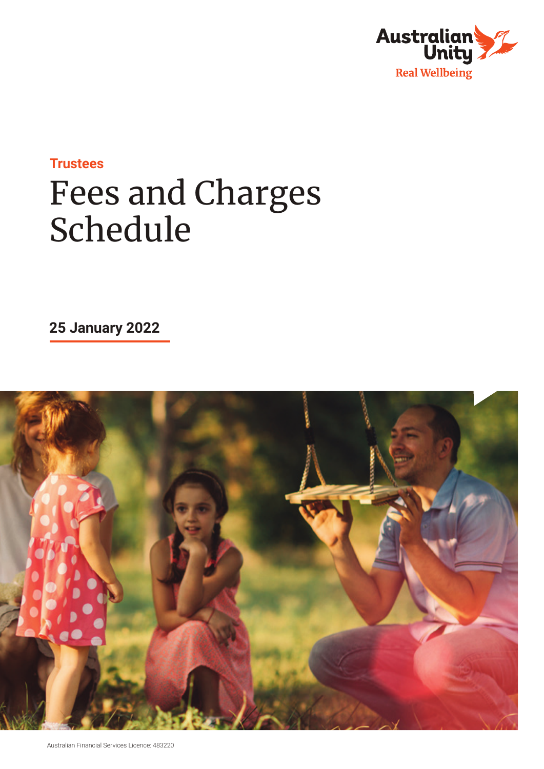Australian Unity
Real Wellbeing

Trustees

# Fees and Charges Schedule

**25 January 2022**

Australian Financial Services Licence: 483220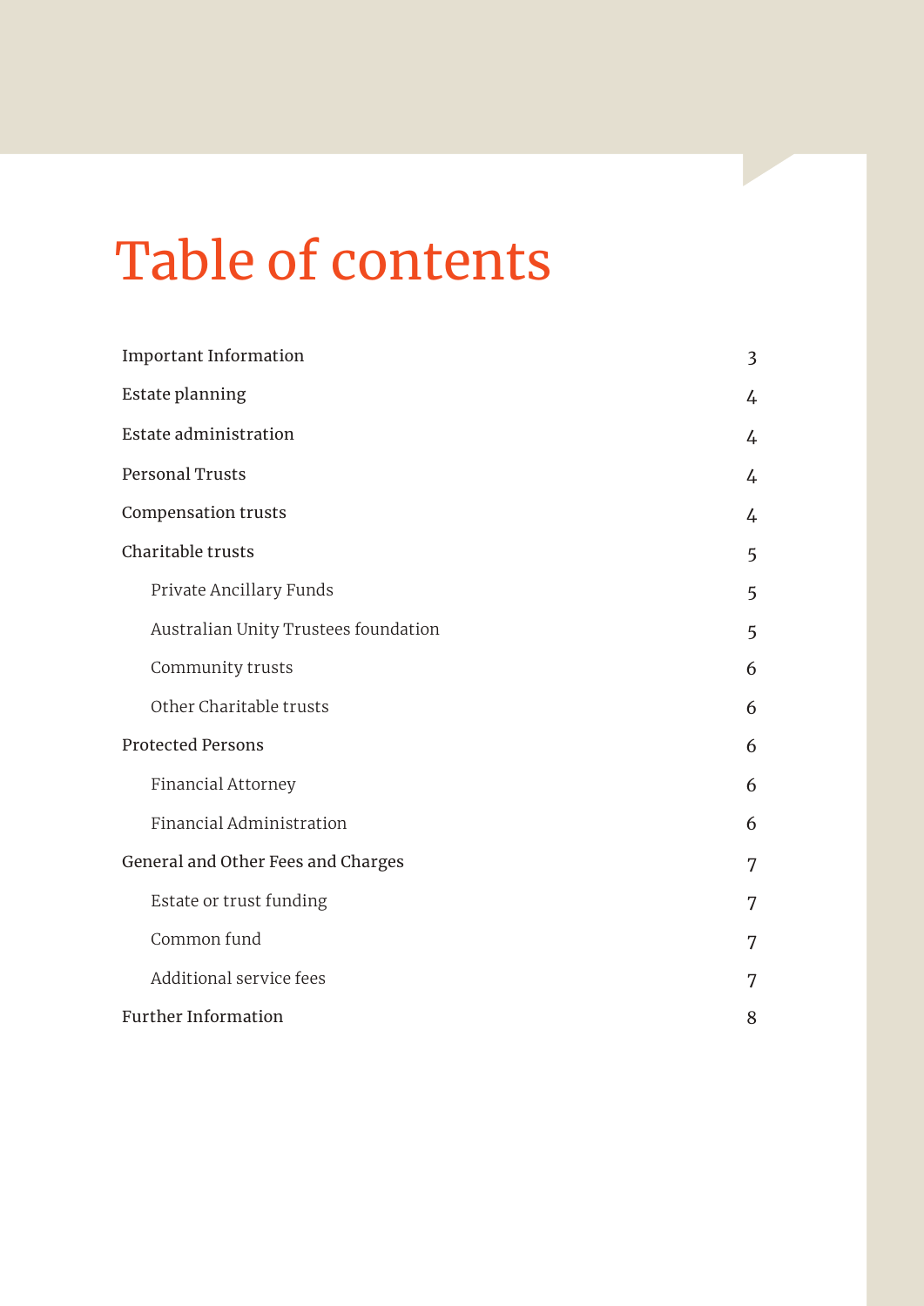# Table of contents

| | |
|---|---|
| Important Information | 3 |
| Estate planning | 4 |
| Estate administration | 4 |
| Personal Trusts | 4 |
| Compensation trusts | 4 |
| Charitable trusts | 5 |
| &nbsp;&nbsp;&nbsp;&nbsp;Private Ancillary Funds | 5 |
| &nbsp;&nbsp;&nbsp;&nbsp;Australian Unity Trustees foundation | 5 |
| &nbsp;&nbsp;&nbsp;&nbsp;Community trusts | 6 |
| &nbsp;&nbsp;&nbsp;&nbsp;Other Charitable trusts | 6 |
| Protected Persons | 6 |
| &nbsp;&nbsp;&nbsp;&nbsp;Financial Attorney | 6 |
| &nbsp;&nbsp;&nbsp;&nbsp;Financial Administration | 6 |
| General and Other Fees and Charges | 7 |
| &nbsp;&nbsp;&nbsp;&nbsp;Estate or trust funding | 7 |
| &nbsp;&nbsp;&nbsp;&nbsp;Common fund | 7 |
| &nbsp;&nbsp;&nbsp;&nbsp;Additional service fees | 7 |
| Further Information | 8 |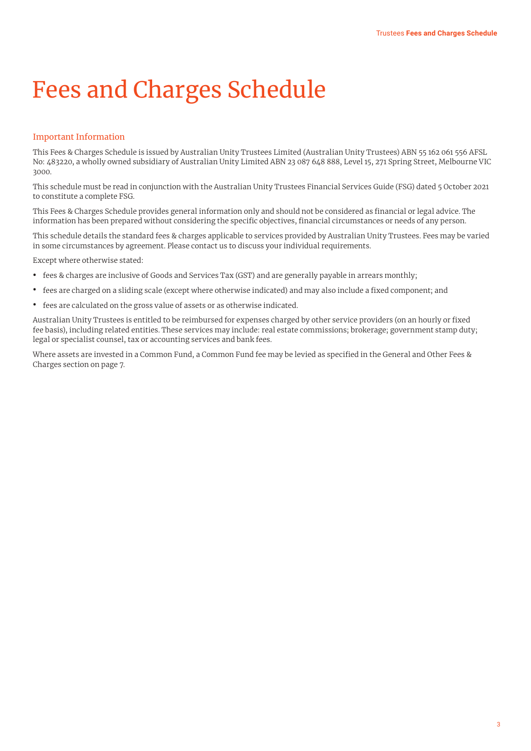# Fees and Charges Schedule

## Important Information

This Fees & Charges Schedule is issued by Australian Unity Trustees Limited (Australian Unity Trustees) ABN 55 162 061 556 AFSL No: 483220, a wholly owned subsidiary of Australian Unity Limited ABN 23 087 648 888, Level 15, 271 Spring Street, Melbourne VIC 3000.

This schedule must be read in conjunction with the Australian Unity Trustees Financial Services Guide (FSG) dated 5 October 2021 to constitute a complete FSG.

This Fees & Charges Schedule provides general information only and should not be considered as financial or legal advice. The information has been prepared without considering the specific objectives, financial circumstances or needs of any person.

This schedule details the standard fees & charges applicable to services provided by Australian Unity Trustees. Fees may be varied in some circumstances by agreement. Please contact us to discuss your individual requirements.

Except where otherwise stated:

- fees & charges are inclusive of Goods and Services Tax (GST) and are generally payable in arrears monthly;
- fees are charged on a sliding scale (except where otherwise indicated) and may also include a fixed component; and
- fees are calculated on the gross value of assets or as otherwise indicated.

Australian Unity Trustees is entitled to be reimbursed for expenses charged by other service providers (on an hourly or fixed fee basis), including related entities. These services may include: real estate commissions; brokerage; government stamp duty; legal or specialist counsel, tax or accounting services and bank fees.

Where assets are invested in a Common Fund, a Common Fund fee may be levied as specified in the General and Other Fees & Charges section on page 7.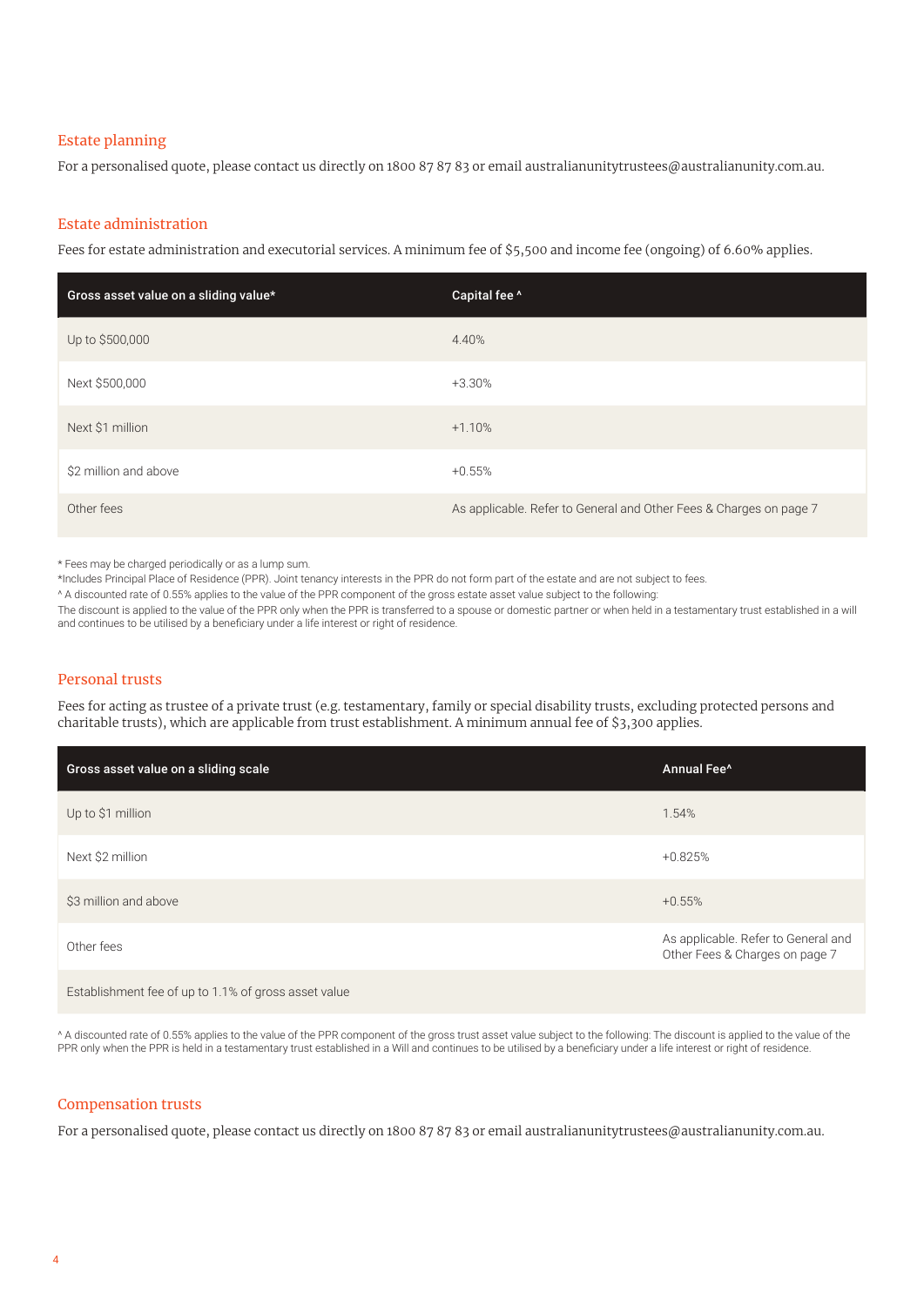## Estate planning

For a personalised quote, please contact us directly on 1800 87 87 83 or email australianunitytrustees@australianunity.com.au.

## Estate administration

Fees for estate administration and executorial services. A minimum fee of $5,500 and income fee (ongoing) of 6.60% applies.

| Gross asset value on a sliding value* | Capital fee ^ |
|---|---|
| Up to $500,000 | 4.40% |
| Next $500,000 | +3.30% |
| Next $1 million | +1.10% |
| $2 million and above | +0.55% |
| Other fees | As applicable. Refer to General and Other Fees & Charges on page 7 |

* Fees may be charged periodically or as a lump sum.

*Includes Principal Place of Residence (PPR). Joint tenancy interests in the PPR do not form part of the estate and are not subject to fees.

^ A discounted rate of 0.55% applies to the value of the PPR component of the gross estate asset value subject to the following:

The discount is applied to the value of the PPR only when the PPR is transferred to a spouse or domestic partner or when held in a testamentary trust established in a will and continues to be utilised by a beneficiary under a life interest or right of residence.

## Personal trusts

Fees for acting as trustee of a private trust (e.g. testamentary, family or special disability trusts, excluding protected persons and charitable trusts), which are applicable from trust establishment. A minimum annual fee of $3,300 applies.

| Gross asset value on a sliding scale | Annual Fee^ |
|---|---|
| Up to $1 million | 1.54% |
| Next $2 million | +0.825% |
| $3 million and above | +0.55% |
| Other fees | As applicable. Refer to General and Other Fees & Charges on page 7 |
| Establishment fee of up to 1.1% of gross asset value | |

^ A discounted rate of 0.55% applies to the value of the PPR component of the gross trust asset value subject to the following: The discount is applied to the value of the PPR only when the PPR is held in a testamentary trust established in a Will and continues to be utilised by a beneficiary under a life interest or right of residence.

## Compensation trusts

For a personalised quote, please contact us directly on 1800 87 87 83 or email australianunitytrustees@australianunity.com.au.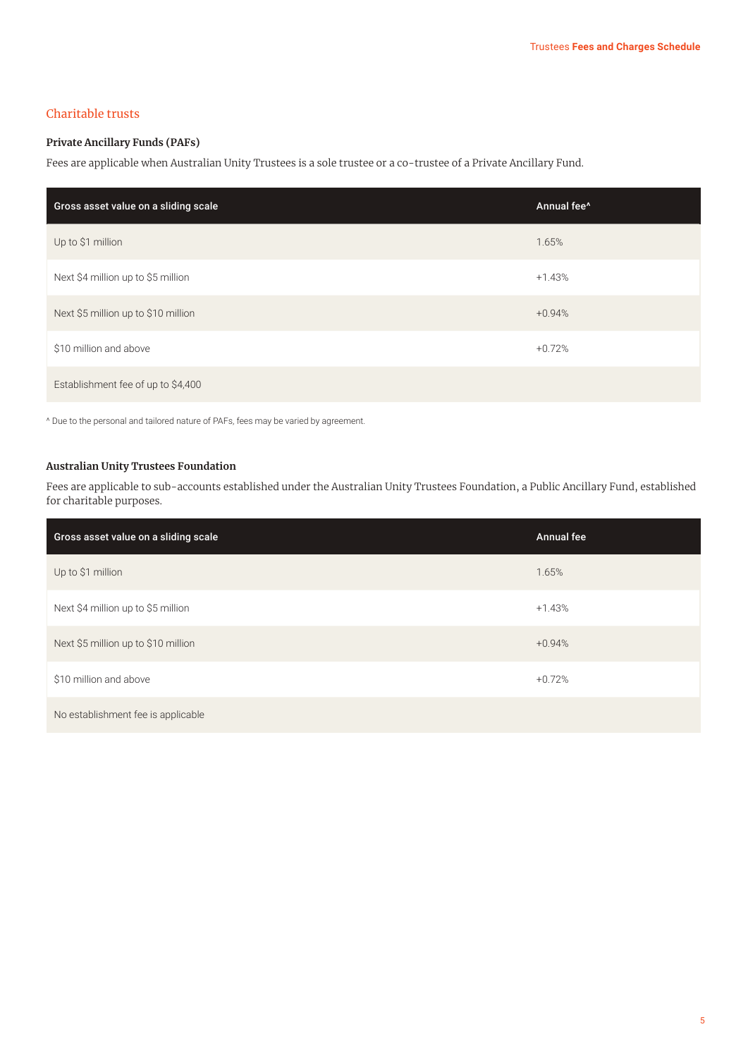## Charitable trusts

### Private Ancillary Funds (PAFs)

Fees are applicable when Australian Unity Trustees is a sole trustee or a co-trustee of a Private Ancillary Fund.

| Gross asset value on a sliding scale | Annual fee^ |
| --- | --- |
| Up to $1 million | 1.65% |
| Next $4 million up to $5 million | +1.43% |
| Next $5 million up to $10 million | +0.94% |
| $10 million and above | +0.72% |
| Establishment fee of up to $4,400 | |

^ Due to the personal and tailored nature of PAFs, fees may be varied by agreement.

### Australian Unity Trustees Foundation

Fees are applicable to sub-accounts established under the Australian Unity Trustees Foundation, a Public Ancillary Fund, established for charitable purposes.

| Gross asset value on a sliding scale | Annual fee |
| --- | --- |
| Up to $1 million | 1.65% |
| Next $4 million up to $5 million | +1.43% |
| Next $5 million up to $10 million | +0.94% |
| $10 million and above | +0.72% |
| No establishment fee is applicable | |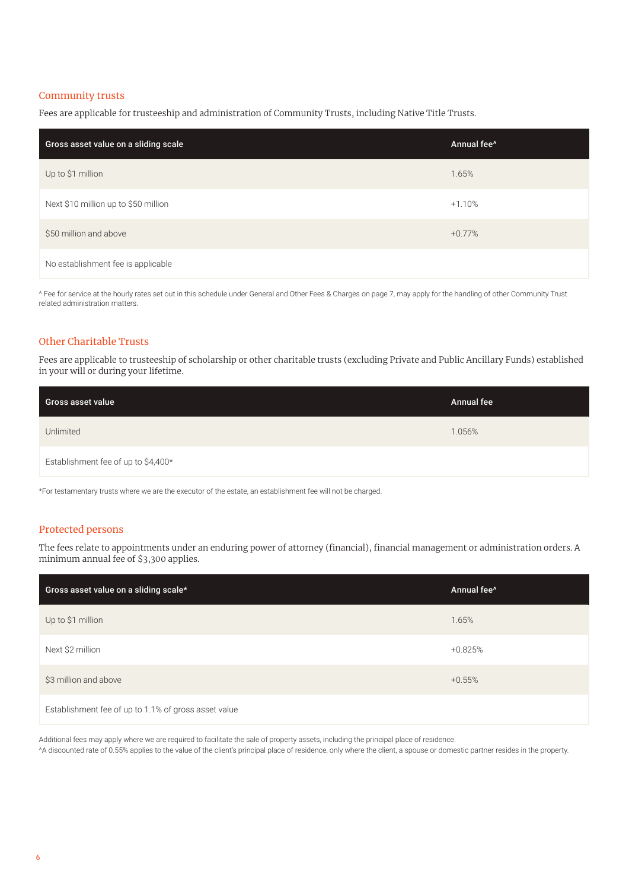## Community trusts

Fees are applicable for trusteeship and administration of Community Trusts, including Native Title Trusts.

| Gross asset value on a sliding scale | Annual fee^ |
| --- | --- |
| Up to $1 million | 1.65% |
| Next $10 million up to $50 million | +1.10% |
| $50 million and above | +0.77% |
| No establishment fee is applicable | |

^ Fee for service at the hourly rates set out in this schedule under General and Other Fees & Charges on page 7, may apply for the handling of other Community Trust related administration matters.

## Other Charitable Trusts

Fees are applicable to trusteeship of scholarship or other charitable trusts (excluding Private and Public Ancillary Funds) established in your will or during your lifetime.

| Gross asset value | Annual fee |
| --- | --- |
| Unlimited | 1.056% |
| Establishment fee of up to $4,400* | |

*For testamentary trusts where we are the executor of the estate, an establishment fee will not be charged.

## Protected persons

The fees relate to appointments under an enduring power of attorney (financial), financial management or administration orders. A minimum annual fee of $3,300 applies.

| Gross asset value on a sliding scale* | Annual fee^ |
| --- | --- |
| Up to $1 million | 1.65% |
| Next $2 million | +0.825% |
| $3 million and above | +0.55% |
| Establishment fee of up to 1.1% of gross asset value | |

Additional fees may apply where we are required to facilitate the sale of property assets, including the principal place of residence.
^A discounted rate of 0.55% applies to the value of the client's principal place of residence, only where the client, a spouse or domestic partner resides in the property.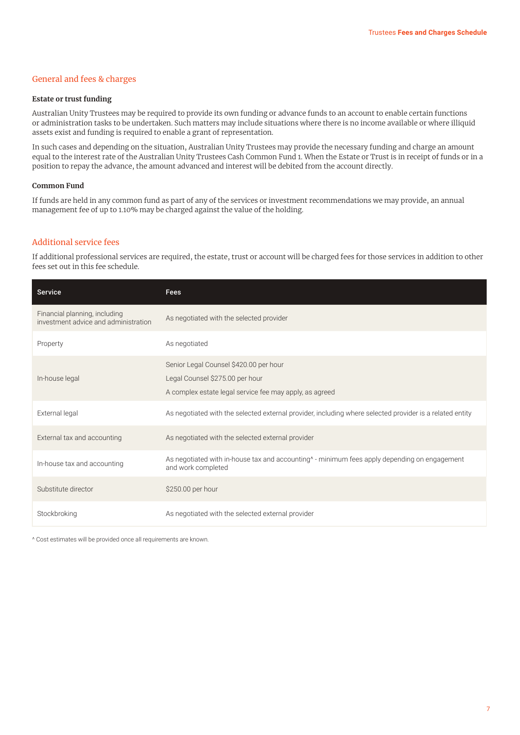## General and fees & charges

### Estate or trust funding

Australian Unity Trustees may be required to provide its own funding or advance funds to an account to enable certain functions or administration tasks to be undertaken. Such matters may include situations where there is no income available or where illiquid assets exist and funding is required to enable a grant of representation.

In such cases and depending on the situation, Australian Unity Trustees may provide the necessary funding and charge an amount equal to the interest rate of the Australian Unity Trustees Cash Common Fund 1. When the Estate or Trust is in receipt of funds or in a position to repay the advance, the amount advanced and interest will be debited from the account directly.

### Common Fund

If funds are held in any common fund as part of any of the services or investment recommendations we may provide, an annual management fee of up to 1.10% may be charged against the value of the holding.

## Additional service fees

If additional professional services are required, the estate, trust or account will be charged fees for those services in addition to other fees set out in this fee schedule.

| Service | Fees |
|---|---|
| Financial planning, including investment advice and administration | As negotiated with the selected provider |
| Property | As negotiated |
| In-house legal | Senior Legal Counsel $420.00 per hour<br>Legal Counsel $275.00 per hour<br>A complex estate legal service fee may apply, as agreed |
| External legal | As negotiated with the selected external provider, including where selected provider is a related entity |
| External tax and accounting | As negotiated with the selected external provider |
| In-house tax and accounting | As negotiated with in-house tax and accounting^ - minimum fees apply depending on engagement and work completed |
| Substitute director | $250.00 per hour |
| Stockbroking | As negotiated with the selected external provider |

^ Cost estimates will be provided once all requirements are known.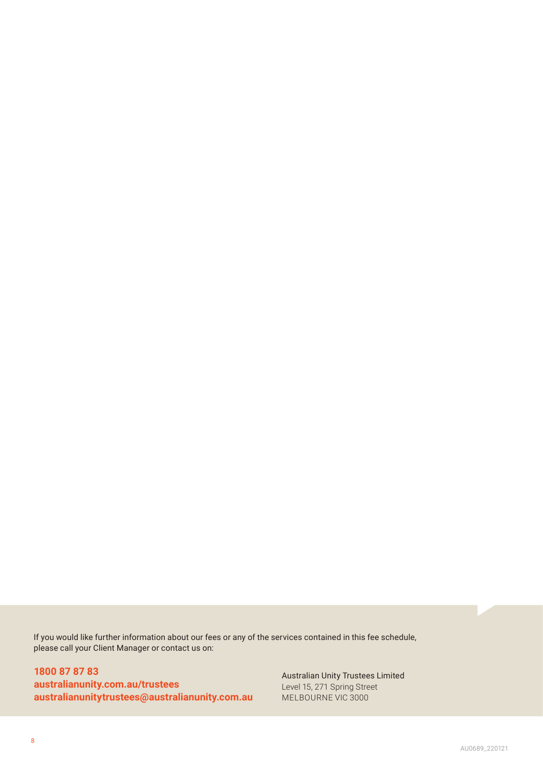If you would like further information about our fees or any of the services contained in this fee schedule, please call your Client Manager or contact us on:

**1800 87 87 83**
**australianunity.com.au/trustees**
**australianunitytrustees@australianunity.com.au**

Australian Unity Trustees Limited
Level 15, 271 Spring Street
MELBOURNE VIC 3000

AU0689_220121